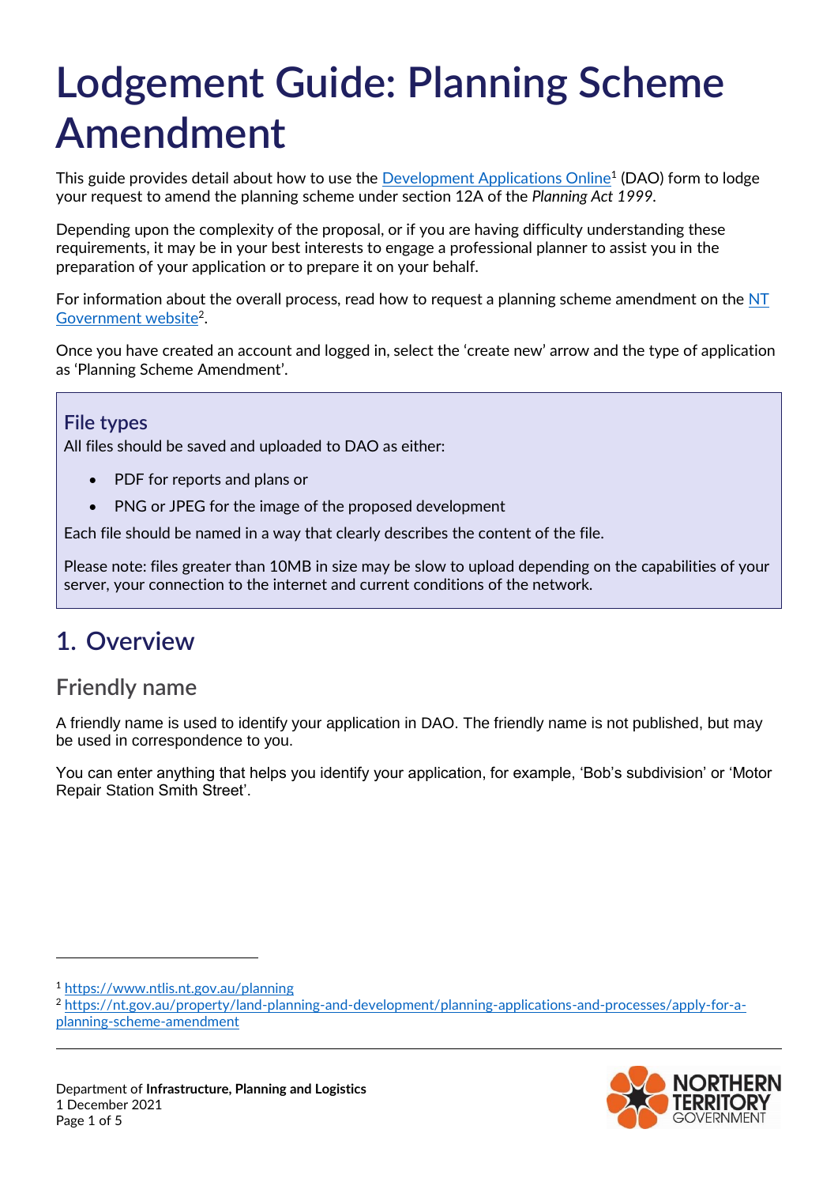# Lodgement Guide: Planning Scheme Amendment

This guide provides detail about how to use the [Development Applications Online](https://www.ntlis.nt.gov.au/planning)[1] (DAO) form to lodge your request to amend the planning scheme under section 12A of the *Planning Act 1999*.

Depending upon the complexity of the proposal, or if you are having difficulty understanding these requirements, it may be in your best interests to engage a professional planner to assist you in the preparation of your application or to prepare it on your behalf.

For information about the overall process, read how to request a planning scheme amendment on the [NT Government website](https://nt.gov.au/property/land-planning-and-development/planning-applications-and-processes/apply-for-a-planning-scheme-amendment)[2].

Once you have created an account and logged in, select the 'create new' arrow and the type of application as 'Planning Scheme Amendment'.

### File types

All files should be saved and uploaded to DAO as either:

- PDF for reports and plans or
- PNG or JPEG for the image of the proposed development

Each file should be named in a way that clearly describes the content of the file.

Please note: files greater than 10MB in size may be slow to upload depending on the capabilities of your server, your connection to the internet and current conditions of the network.

## 1. Overview

### Friendly name

A friendly name is used to identify your application in DAO. The friendly name is not published, but may be used in correspondence to you.

You can enter anything that helps you identify your application, for example, 'Bob's subdivision' or 'Motor Repair Station Smith Street'.

---

[1] https://www.ntlis.nt.gov.au/planning

[2] https://nt.gov.au/property/land-planning-and-development/planning-applications-and-processes/apply-for-a-planning-scheme-amendment

Department of **Infrastructure, Planning and Logistics**
1 December 2021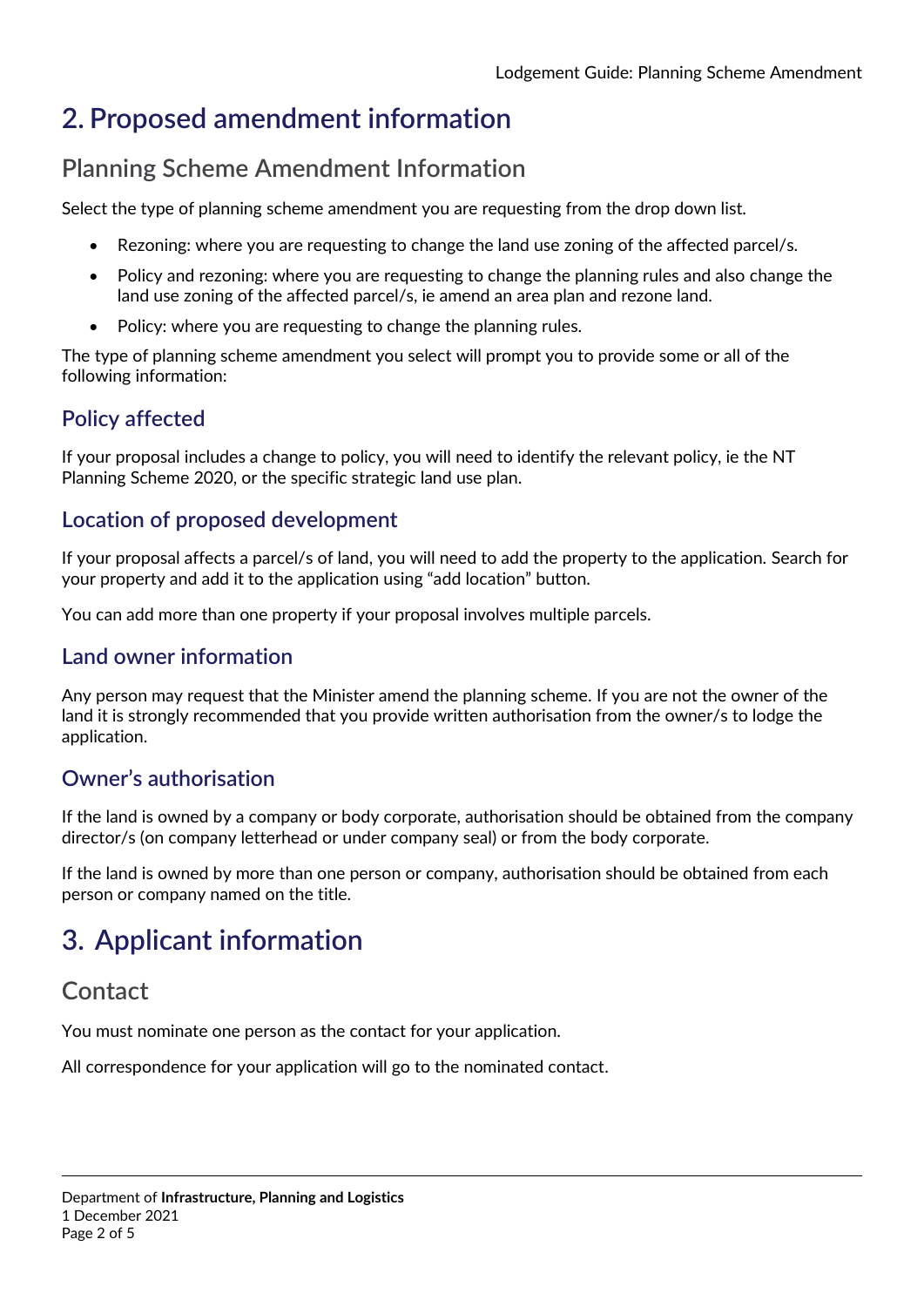# 2. Proposed amendment information

## Planning Scheme Amendment Information

Select the type of planning scheme amendment you are requesting from the drop down list.

- Rezoning: where you are requesting to change the land use zoning of the affected parcel/s.
- Policy and rezoning: where you are requesting to change the planning rules and also change the land use zoning of the affected parcel/s, ie amend an area plan and rezone land.
- Policy: where you are requesting to change the planning rules.

The type of planning scheme amendment you select will prompt you to provide some or all of the following information:

### Policy affected

If your proposal includes a change to policy, you will need to identify the relevant policy, ie the NT Planning Scheme 2020, or the specific strategic land use plan.

### Location of proposed development

If your proposal affects a parcel/s of land, you will need to add the property to the application. Search for your property and add it to the application using "add location" button.

You can add more than one property if your proposal involves multiple parcels.

### Land owner information

Any person may request that the Minister amend the planning scheme. If you are not the owner of the land it is strongly recommended that you provide written authorisation from the owner/s to lodge the application.

### Owner's authorisation

If the land is owned by a company or body corporate, authorisation should be obtained from the company director/s (on company letterhead or under company seal) or from the body corporate.

If the land is owned by more than one person or company, authorisation should be obtained from each person or company named on the title.

# 3. Applicant information

## Contact

You must nominate one person as the contact for your application.

All correspondence for your application will go to the nominated contact.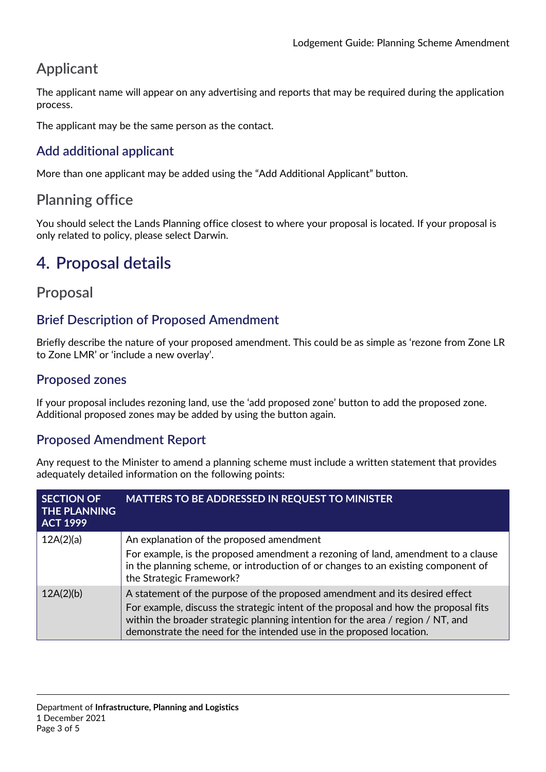## Applicant

The applicant name will appear on any advertising and reports that may be required during the application process.

The applicant may be the same person as the contact.

### Add additional applicant

More than one applicant may be added using the "Add Additional Applicant" button.

## Planning office

You should select the Lands Planning office closest to where your proposal is located. If your proposal is only related to policy, please select Darwin.

# 4. Proposal details

## Proposal

### Brief Description of Proposed Amendment

Briefly describe the nature of your proposed amendment. This could be as simple as 'rezone from Zone LR to Zone LMR' or 'include a new overlay'.

### Proposed zones

If your proposal includes rezoning land, use the 'add proposed zone' button to add the proposed zone. Additional proposed zones may be added by using the button again.

### Proposed Amendment Report

Any request to the Minister to amend a planning scheme must include a written statement that provides adequately detailed information on the following points:

| SECTION OF THE PLANNING ACT 1999 | MATTERS TO BE ADDRESSED IN REQUEST TO MINISTER |
|---|---|
| 12A(2)(a) | An explanation of the proposed amendment<br>For example, is the proposed amendment a rezoning of land, amendment to a clause in the planning scheme, or introduction of or changes to an existing component of the Strategic Framework? |
| 12A(2)(b) | A statement of the purpose of the proposed amendment and its desired effect<br>For example, discuss the strategic intent of the proposal and how the proposal fits within the broader strategic planning intention for the area / region / NT, and demonstrate the need for the intended use in the proposed location. |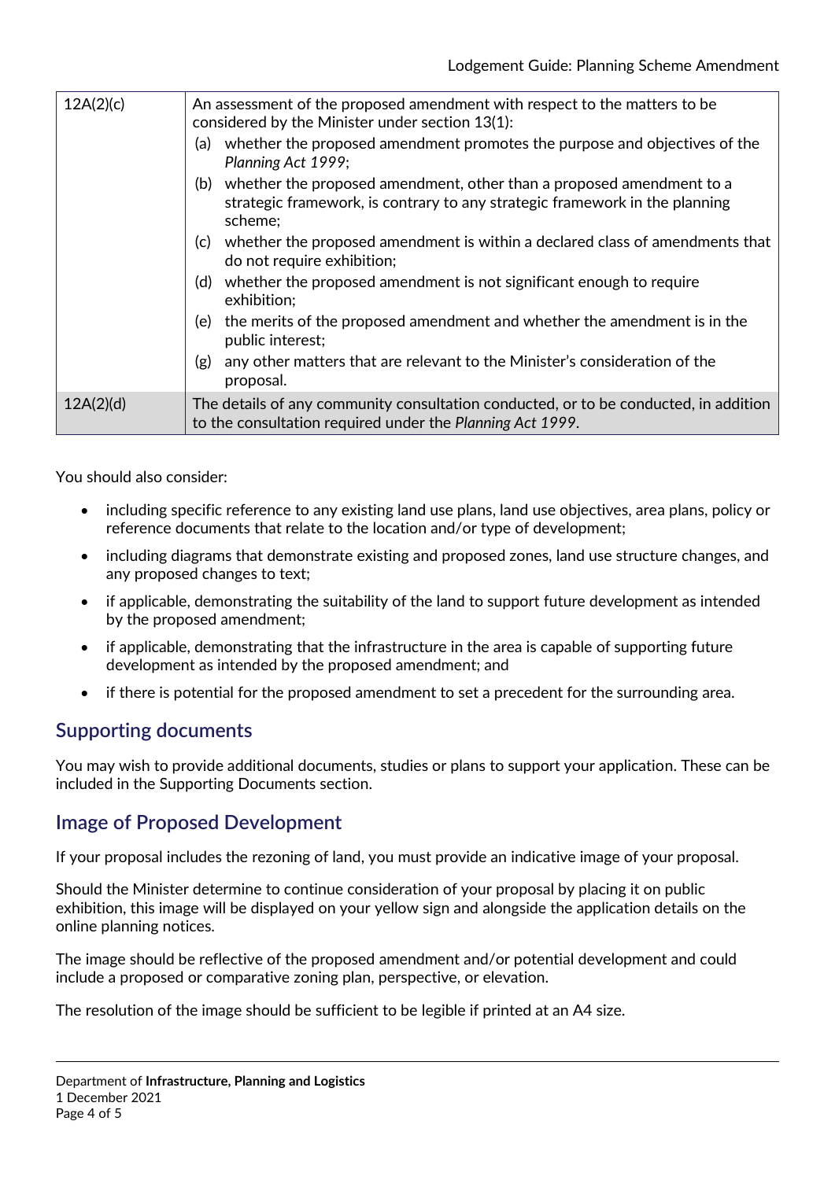| 12A(2)(c) | An assessment of the proposed amendment with respect to the matters to be considered by the Minister under section 13(1):<br>(a) whether the proposed amendment promotes the purpose and objectives of the *Planning Act 1999*;<br>(b) whether the proposed amendment, other than a proposed amendment to a strategic framework, is contrary to any strategic framework in the planning scheme;<br>(c) whether the proposed amendment is within a declared class of amendments that do not require exhibition;<br>(d) whether the proposed amendment is not significant enough to require exhibition;<br>(e) the merits of the proposed amendment and whether the amendment is in the public interest;<br>(g) any other matters that are relevant to the Minister's consideration of the proposal. |
|---|---|
| 12A(2)(d) | The details of any community consultation conducted, or to be conducted, in addition to the consultation required under the *Planning Act 1999*. |

You should also consider:

- including specific reference to any existing land use plans, land use objectives, area plans, policy or reference documents that relate to the location and/or type of development;
- including diagrams that demonstrate existing and proposed zones, land use structure changes, and any proposed changes to text;
- if applicable, demonstrating the suitability of the land to support future development as intended by the proposed amendment;
- if applicable, demonstrating that the infrastructure in the area is capable of supporting future development as intended by the proposed amendment; and
- if there is potential for the proposed amendment to set a precedent for the surrounding area.

## Supporting documents

You may wish to provide additional documents, studies or plans to support your application. These can be included in the Supporting Documents section.

## Image of Proposed Development

If your proposal includes the rezoning of land, you must provide an indicative image of your proposal.

Should the Minister determine to continue consideration of your proposal by placing it on public exhibition, this image will be displayed on your yellow sign and alongside the application details on the online planning notices.

The image should be reflective of the proposed amendment and/or potential development and could include a proposed or comparative zoning plan, perspective, or elevation.

The resolution of the image should be sufficient to be legible if printed at an A4 size.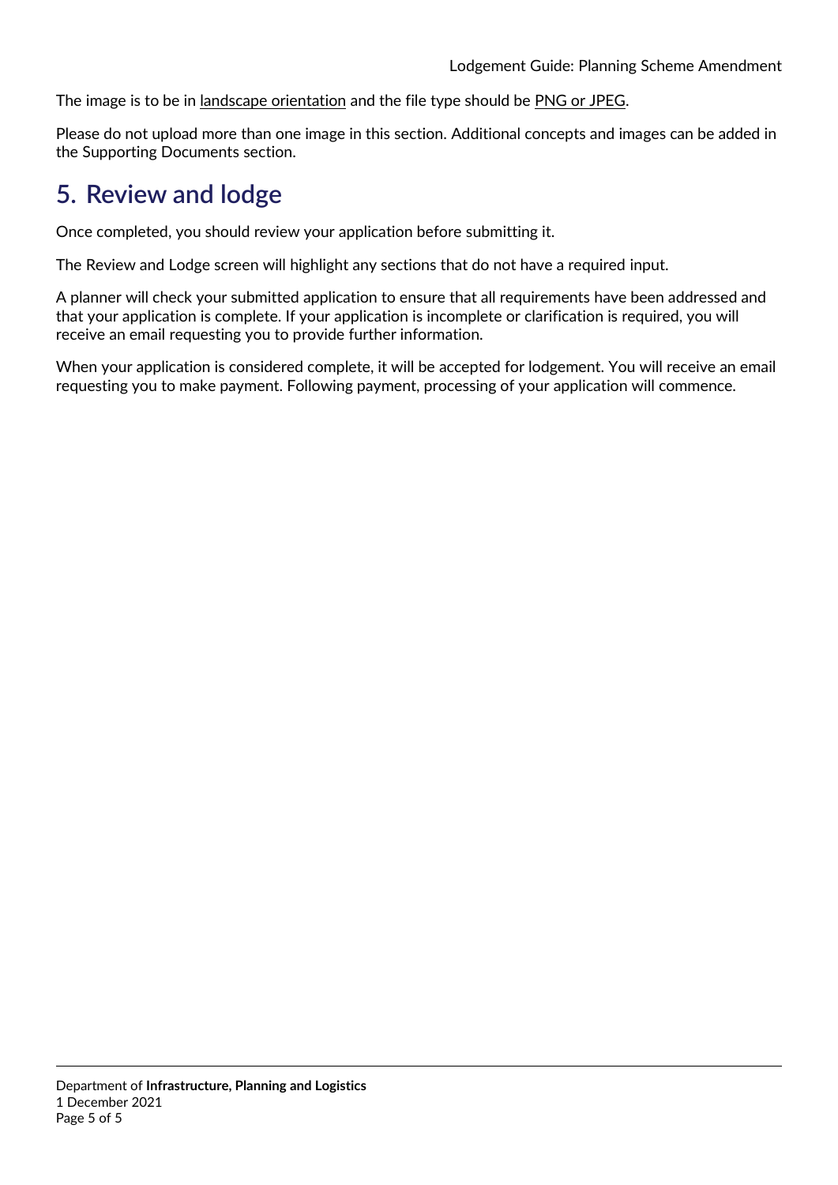The image is to be in landscape orientation and the file type should be PNG or JPEG.

Please do not upload more than one image in this section. Additional concepts and images can be added in the Supporting Documents section.

## 5. Review and lodge

Once completed, you should review your application before submitting it.

The Review and Lodge screen will highlight any sections that do not have a required input.

A planner will check your submitted application to ensure that all requirements have been addressed and that your application is complete. If your application is incomplete or clarification is required, you will receive an email requesting you to provide further information.

When your application is considered complete, it will be accepted for lodgement. You will receive an email requesting you to make payment. Following payment, processing of your application will commence.